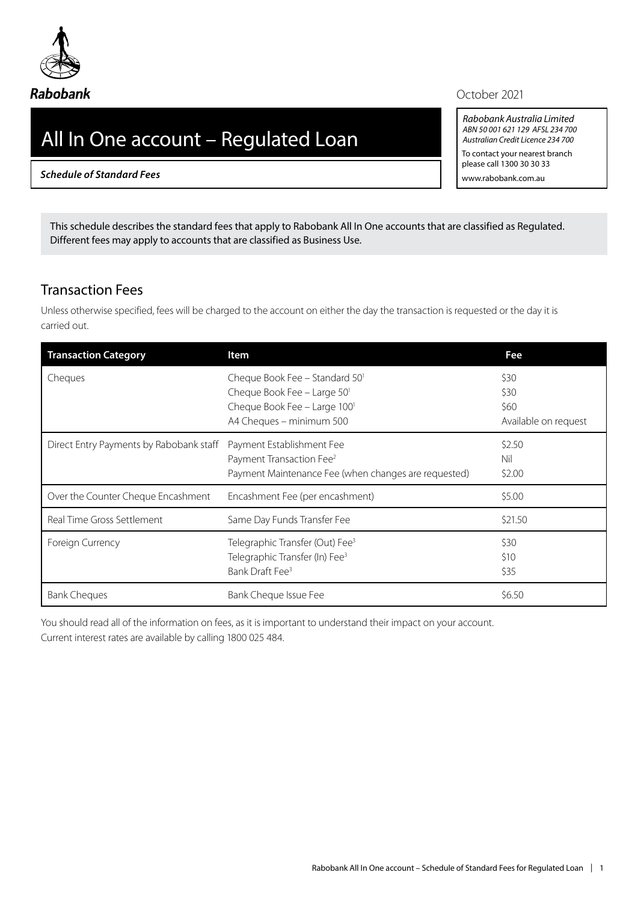Rabobank

October 2021

# All In One account – Regulated Loan

***Schedule of Standard Fees***

*Rabobank Australia Limited*
*ABN 50 001 621 129 AFSL 234 700*
*Australian Credit Licence 234 700*
To contact your nearest branch please call 1300 30 30 33
www.rabobank.com.au

This schedule describes the standard fees that apply to Rabobank All In One accounts that are classified as Regulated. Different fees may apply to accounts that are classified as Business Use.

## Transaction Fees

Unless otherwise specified, fees will be charged to the account on either the day the transaction is requested or the day it is carried out.

| Transaction Category | Item | Fee |
|---|---|---|
| Cheques | Cheque Book Fee – Standard 50[1]<br>Cheque Book Fee – Large 50[1]<br>Cheque Book Fee – Large 100[1]<br>A4 Cheques – minimum 500 | \$30<br>\$30<br>\$60<br>Available on request |
| Direct Entry Payments by Rabobank staff | Payment Establishment Fee<br>Payment Transaction Fee[2]<br>Payment Maintenance Fee (when changes are requested) | \$2.50<br>Nil<br>\$2.00 |
| Over the Counter Cheque Encashment | Encashment Fee (per encashment) | \$5.00 |
| Real Time Gross Settlement | Same Day Funds Transfer Fee | \$21.50 |
| Foreign Currency | Telegraphic Transfer (Out) Fee[3]<br>Telegraphic Transfer (In) Fee[3]<br>Bank Draft Fee[3] | \$30<br>\$10<br>\$35 |
| Bank Cheques | Bank Cheque Issue Fee | \$6.50 |

You should read all of the information on fees, as it is important to understand their impact on your account.
Current interest rates are available by calling 1800 025 484.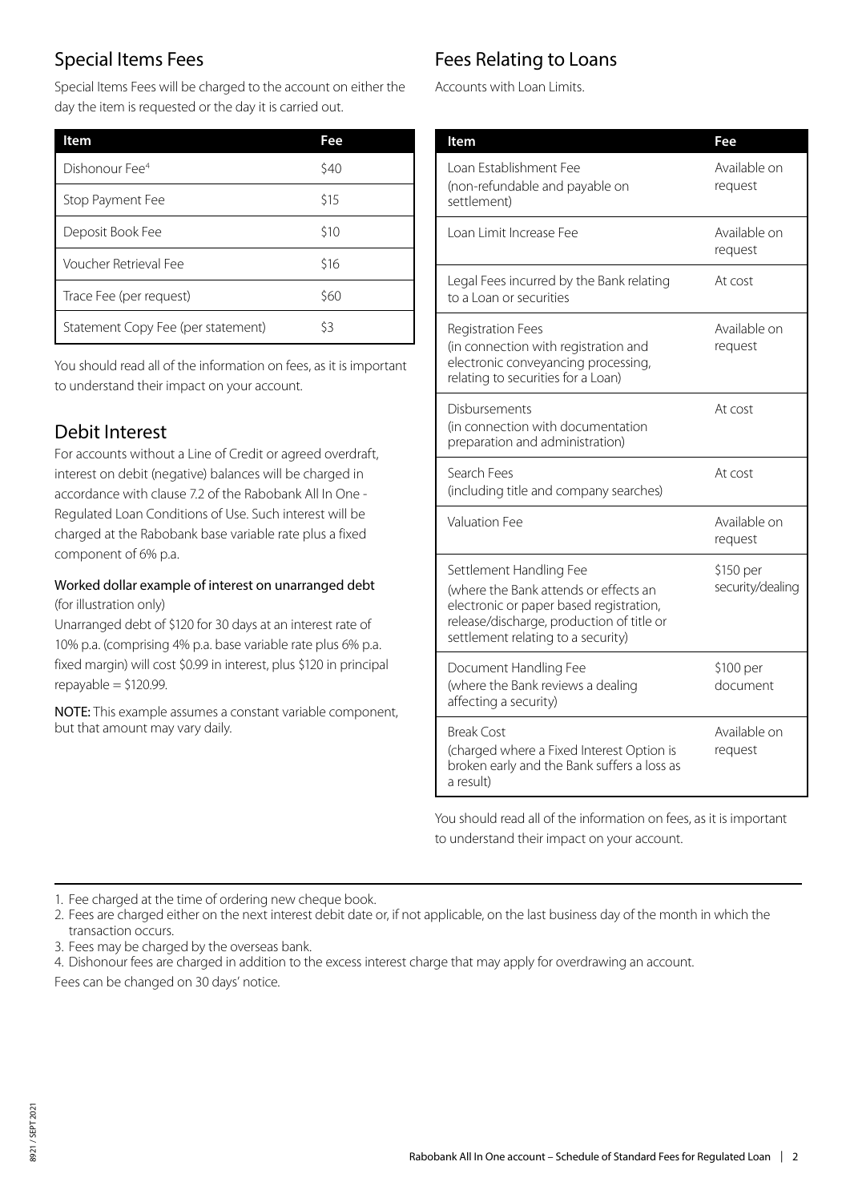## Special Items Fees

Special Items Fees will be charged to the account on either the day the item is requested or the day it is carried out.

| Item | Fee |
|---|---|
| Dishonour Fee[4] | $40 |
| Stop Payment Fee | $15 |
| Deposit Book Fee | $10 |
| Voucher Retrieval Fee | $16 |
| Trace Fee (per request) | $60 |
| Statement Copy Fee (per statement) | $3 |

You should read all of the information on fees, as it is important to understand their impact on your account.

## Debit Interest

For accounts without a Line of Credit or agreed overdraft, interest on debit (negative) balances will be charged in accordance with clause 7.2 of the Rabobank All In One - Regulated Loan Conditions of Use. Such interest will be charged at the Rabobank base variable rate plus a fixed component of 6% p.a.

### Worked dollar example of interest on unarranged debt

(for illustration only)

Unarranged debt of $120 for 30 days at an interest rate of 10% p.a. (comprising 4% p.a. base variable rate plus 6% p.a. fixed margin) will cost $0.99 in interest, plus $120 in principal repayable = $120.99.

**NOTE:** This example assumes a constant variable component, but that amount may vary daily.

## Fees Relating to Loans

Accounts with Loan Limits.

| Item | Fee |
|---|---|
| Loan Establishment Fee (non-refundable and payable on settlement) | Available on request |
| Loan Limit Increase Fee | Available on request |
| Legal Fees incurred by the Bank relating to a Loan or securities | At cost |
| Registration Fees (in connection with registration and electronic conveyancing processing, relating to securities for a Loan) | Available on request |
| Disbursements (in connection with documentation preparation and administration) | At cost |
| Search Fees (including title and company searches) | At cost |
| Valuation Fee | Available on request |
| Settlement Handling Fee (where the Bank attends or effects an electronic or paper based registration, release/discharge, production of title or settlement relating to a security) | $150 per security/dealing |
| Document Handling Fee (where the Bank reviews a dealing affecting a security) | $100 per document |
| Break Cost (charged where a Fixed Interest Option is broken early and the Bank suffers a loss as a result) | Available on request |

You should read all of the information on fees, as it is important to understand their impact on your account.

1. Fee charged at the time of ordering new cheque book.
2. Fees are charged either on the next interest debit date or, if not applicable, on the last business day of the month in which the transaction occurs.
3. Fees may be charged by the overseas bank.
4. Dishonour fees are charged in addition to the excess interest charge that may apply for overdrawing an account.

Fees can be changed on 30 days' notice.